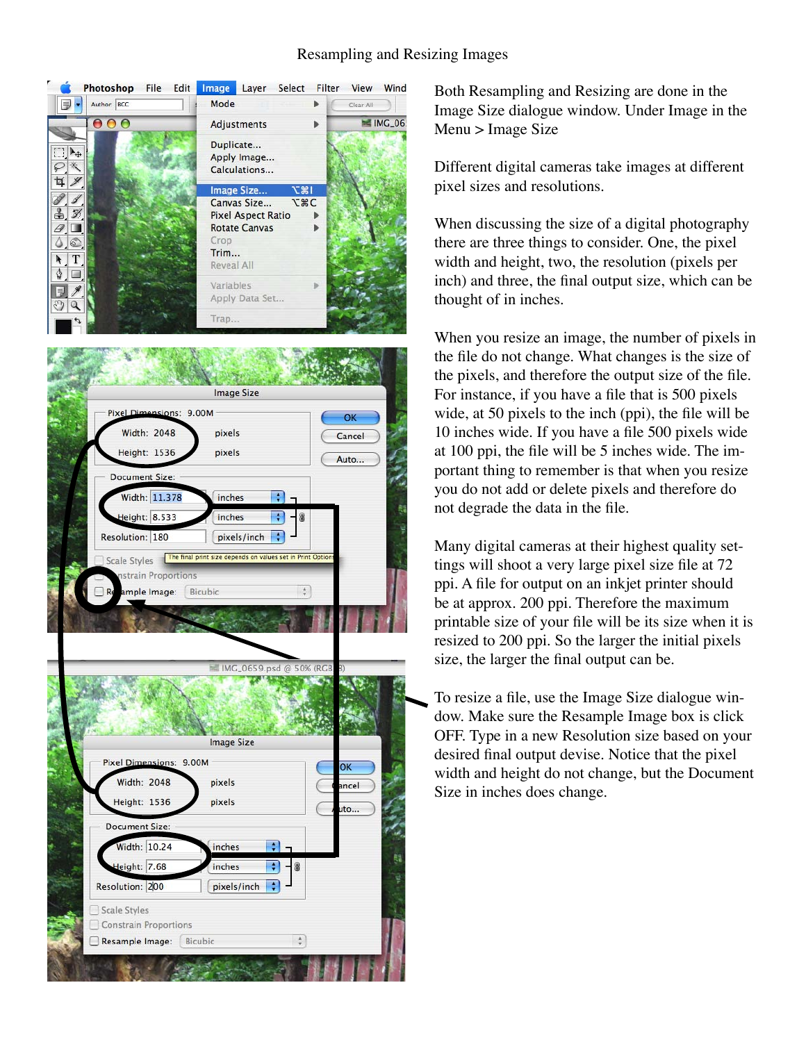# Resampling and Resizing Images

Both Resampling and Resizing are done in the Image Size dialogue window. Under Image in the Menu > Image Size

Different digital cameras take images at different pixel sizes and resolutions.

When discussing the size of a digital photography there are three things to consider. One, the pixel width and height, two, the resolution (pixels per inch) and three, the final output size, which can be thought of in inches.

When you resize an image, the number of pixels in the file do not change. What changes is the size of the pixels, and therefore the output size of the file. For instance, if you have a file that is 500 pixels wide, at 50 pixels to the inch (ppi), the file will be 10 inches wide. If you have a file 500 pixels wide at 100 ppi, the file will be 5 inches wide. The important thing to remember is that when you resize you do not add or delete pixels and therefore do not degrade the data in the file.

Many digital cameras at their highest quality settings will shoot a very large pixel size file at 72 ppi. A file for output on an inkjet printer should be at approx. 200 ppi. Therefore the maximum printable size of your file will be its size when it is resized to 200 ppi. So the larger the initial pixels size, the larger the final output can be.

To resize a file, use the Image Size dialogue window. Make sure the Resample Image box is click OFF. Type in a new Resolution size based on your desired final output devise. Notice that the pixel width and height do not change, but the Document Size in inches does change.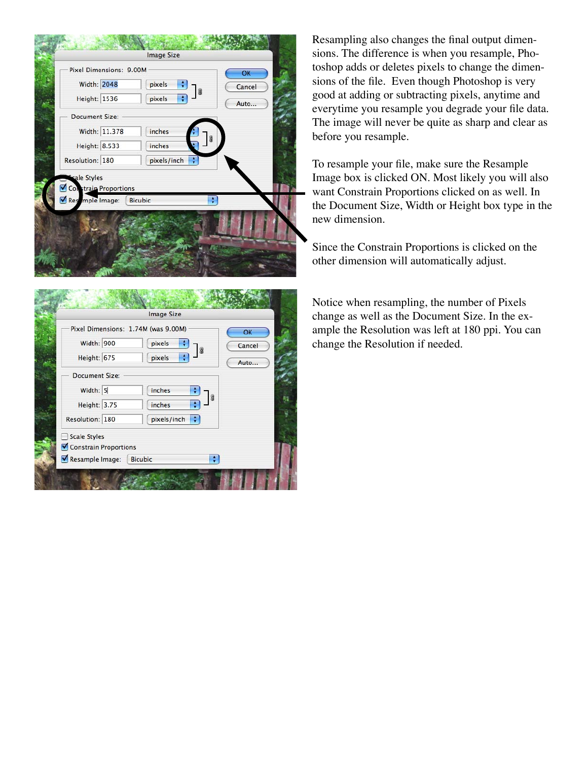Resampling also changes the final output dimensions. The difference is when you resample, Photoshop adds or deletes pixels to change the dimensions of the file. Even though Photoshop is very good at adding or subtracting pixels, anytime and everytime you resample you degrade your file data. The image will never be quite as sharp and clear as before you resample.

To resample your file, make sure the Resample Image box is clicked ON. Most likely you will also want Constrain Proportions clicked on as well. In the Document Size, Width or Height box type in the new dimension.

Since the Constrain Proportions is clicked on the other dimension will automatically adjust.

Notice when resampling, the number of Pixels change as well as the Document Size. In the example the Resolution was left at 180 ppi. You can change the Resolution if needed.